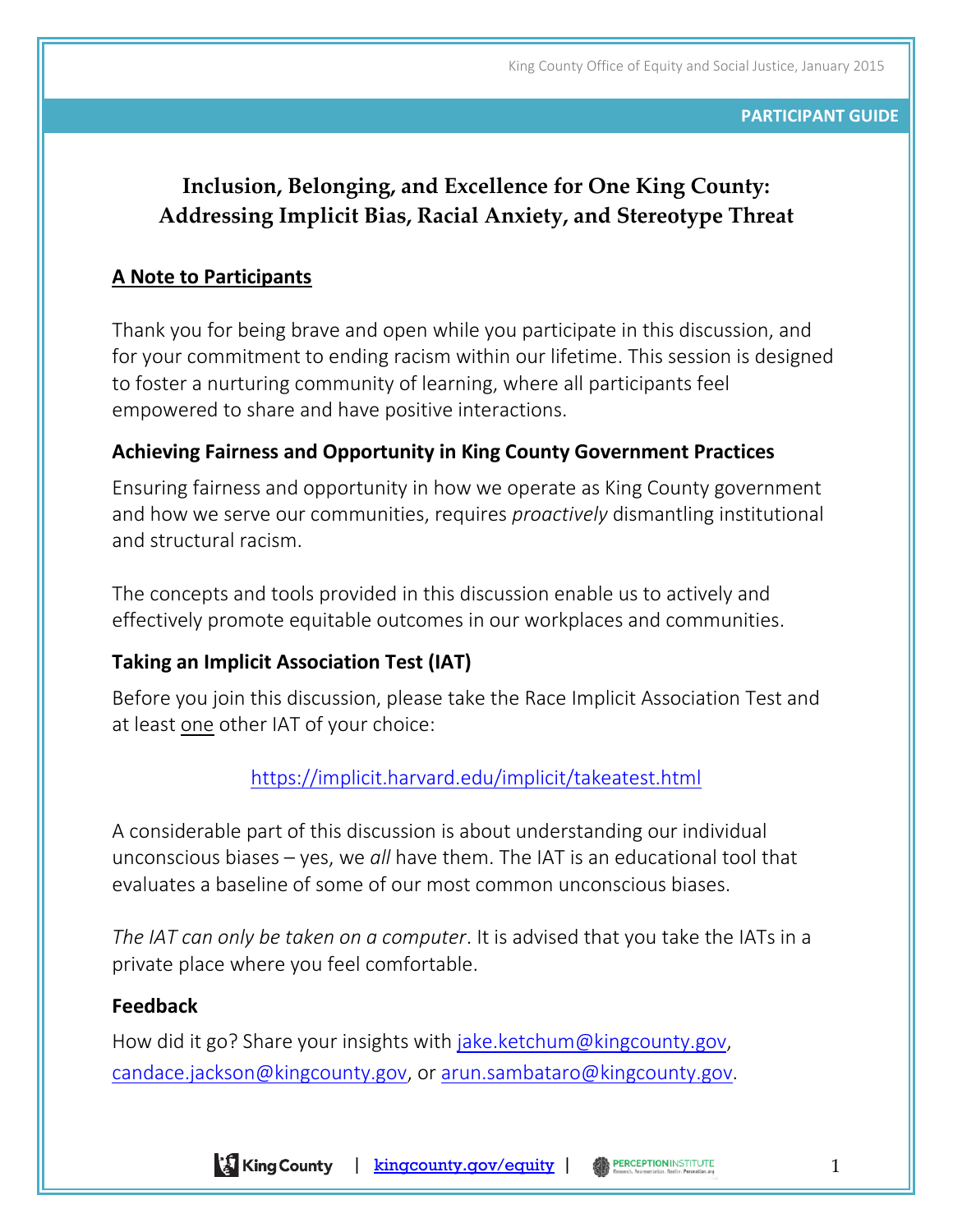King County Office of Equity and Social Justice, January 2015

**PARTICIPANT GUIDE**

# Inclusion, Belonging, and Excellence for One King County: Addressing Implicit Bias, Racial Anxiety, and Stereotype Threat

## A Note to Participants

Thank you for being brave and open while you participate in this discussion, and for your commitment to ending racism within our lifetime. This session is designed to foster a nurturing community of learning, where all participants feel empowered to share and have positive interactions.

### Achieving Fairness and Opportunity in King County Government Practices

Ensuring fairness and opportunity in how we operate as King County government and how we serve our communities, requires *proactively* dismantling institutional and structural racism.

The concepts and tools provided in this discussion enable us to actively and effectively promote equitable outcomes in our workplaces and communities.

### Taking an Implicit Association Test (IAT)

Before you join this discussion, please take the Race Implicit Association Test and at least one other IAT of your choice:

https://implicit.harvard.edu/implicit/takeatest.html

A considerable part of this discussion is about understanding our individual unconscious biases – yes, we *all* have them. The IAT is an educational tool that evaluates a baseline of some of our most common unconscious biases.

*The IAT can only be taken on a computer*. It is advised that you take the IATs in a private place where you feel comfortable.

### Feedback

How did it go? Share your insights with jake.ketchum@kingcounty.gov, candace.jackson@kingcounty.gov, or arun.sambataro@kingcounty.gov.

King County | kingcounty.gov/equity | PERCEPTION INSTITUTE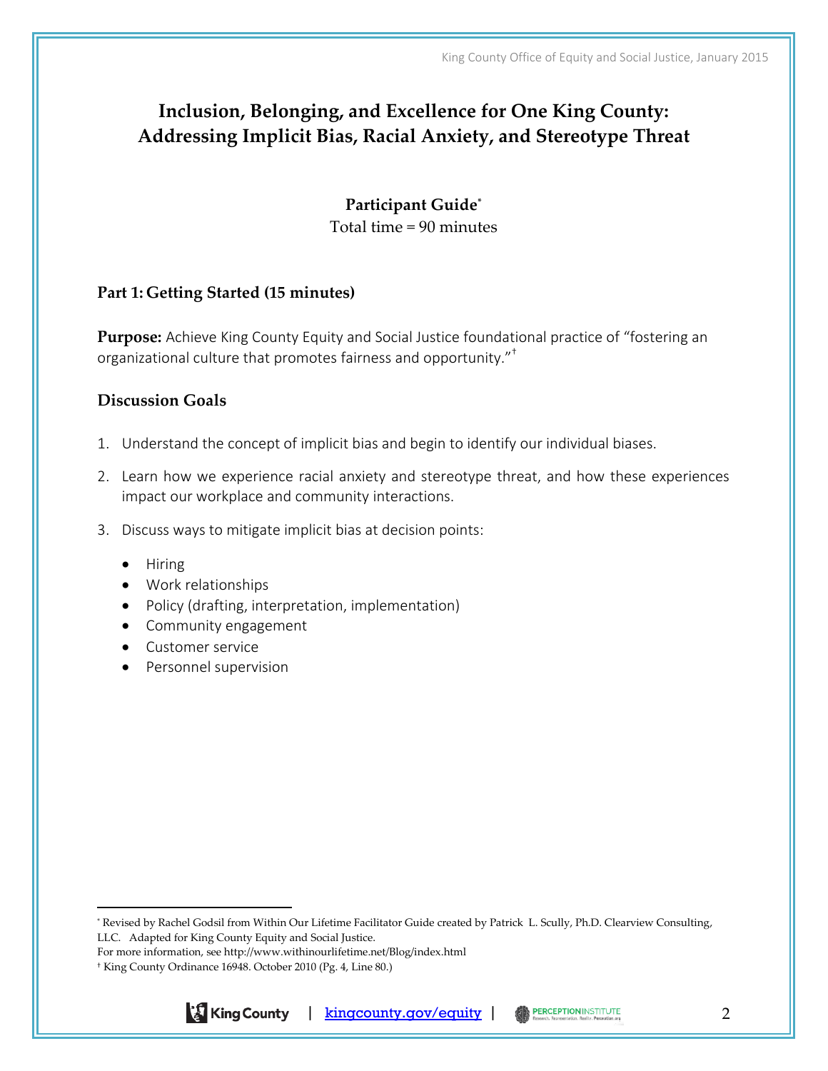# Inclusion, Belonging, and Excellence for One King County: Addressing Implicit Bias, Racial Anxiety, and Stereotype Threat

**Participant Guide**[*]

Total time = 90 minutes

## Part 1: Getting Started (15 minutes)

**Purpose:** Achieve King County Equity and Social Justice foundational practice of "fostering an organizational culture that promotes fairness and opportunity."[†]

### Discussion Goals

1. Understand the concept of implicit bias and begin to identify our individual biases.
2. Learn how we experience racial anxiety and stereotype threat, and how these experiences impact our workplace and community interactions.
3. Discuss ways to mitigate implicit bias at decision points:
   - Hiring
   - Work relationships
   - Policy (drafting, interpretation, implementation)
   - Community engagement
   - Customer service
   - Personnel supervision

---

[*] Revised by Rachel Godsil from Within Our Lifetime Facilitator Guide created by Patrick L. Scully, Ph.D. Clearview Consulting, LLC. Adapted for King County Equity and Social Justice.
For more information, see http://www.withinourlifetime.net/Blog/index.html

[†] King County Ordinance 16948. October 2010 (Pg. 4, Line 80.)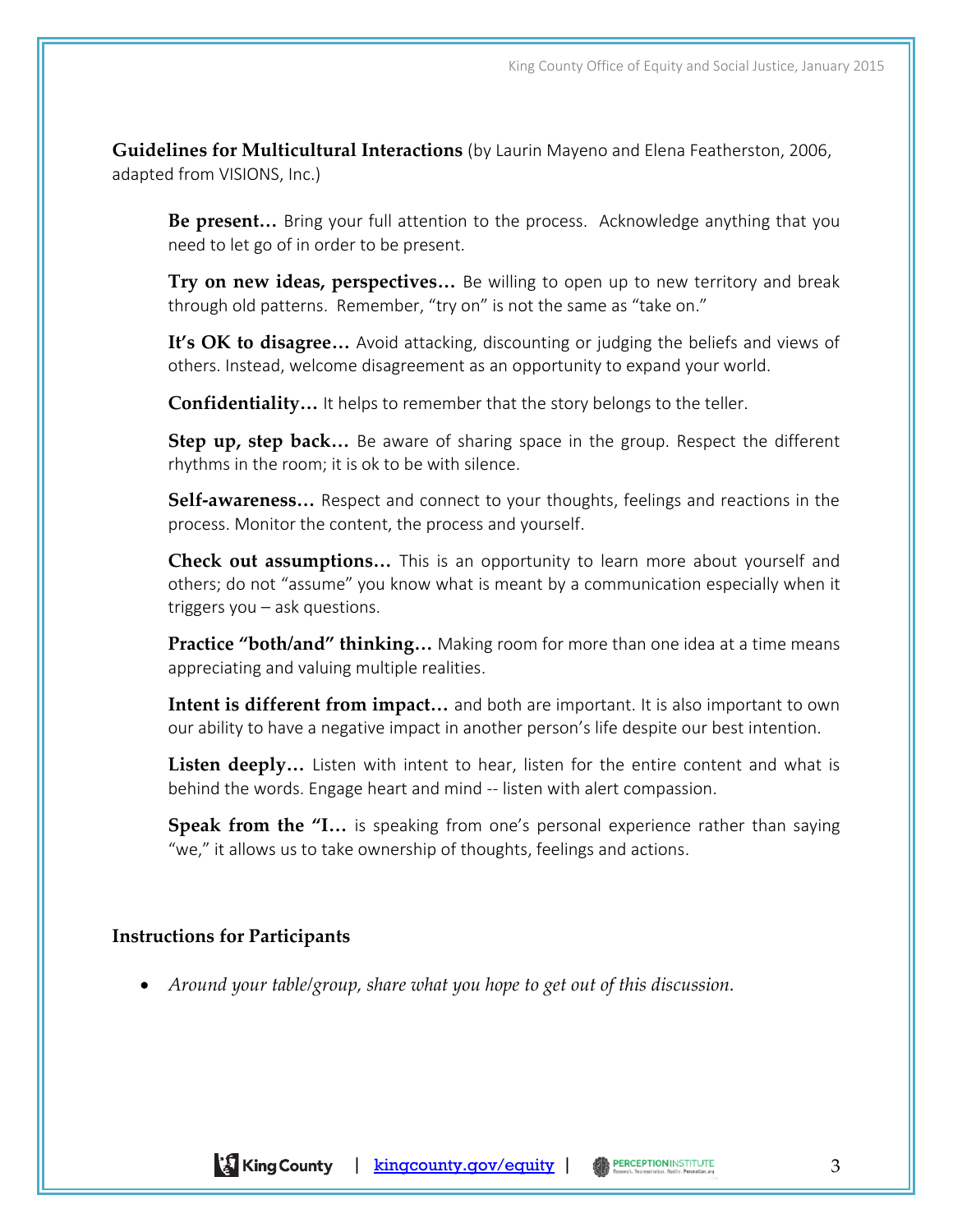**Guidelines for Multicultural Interactions** (by Laurin Mayeno and Elena Featherston, 2006, adapted from VISIONS, Inc.)

**Be present…** Bring your full attention to the process. Acknowledge anything that you need to let go of in order to be present.

**Try on new ideas, perspectives…** Be willing to open up to new territory and break through old patterns. Remember, "try on" is not the same as "take on."

**It's OK to disagree…** Avoid attacking, discounting or judging the beliefs and views of others. Instead, welcome disagreement as an opportunity to expand your world.

**Confidentiality…** It helps to remember that the story belongs to the teller.

**Step up, step back…** Be aware of sharing space in the group. Respect the different rhythms in the room; it is ok to be with silence.

**Self-awareness…** Respect and connect to your thoughts, feelings and reactions in the process. Monitor the content, the process and yourself.

**Check out assumptions…** This is an opportunity to learn more about yourself and others; do not "assume" you know what is meant by a communication especially when it triggers you – ask questions.

**Practice "both/and" thinking…** Making room for more than one idea at a time means appreciating and valuing multiple realities.

**Intent is different from impact…** and both are important. It is also important to own our ability to have a negative impact in another person's life despite our best intention.

**Listen deeply…** Listen with intent to hear, listen for the entire content and what is behind the words. Engage heart and mind -- listen with alert compassion.

**Speak from the "I…** is speaking from one's personal experience rather than saying "we," it allows us to take ownership of thoughts, feelings and actions.

**Instructions for Participants**

- *Around your table/group, share what you hope to get out of this discussion.*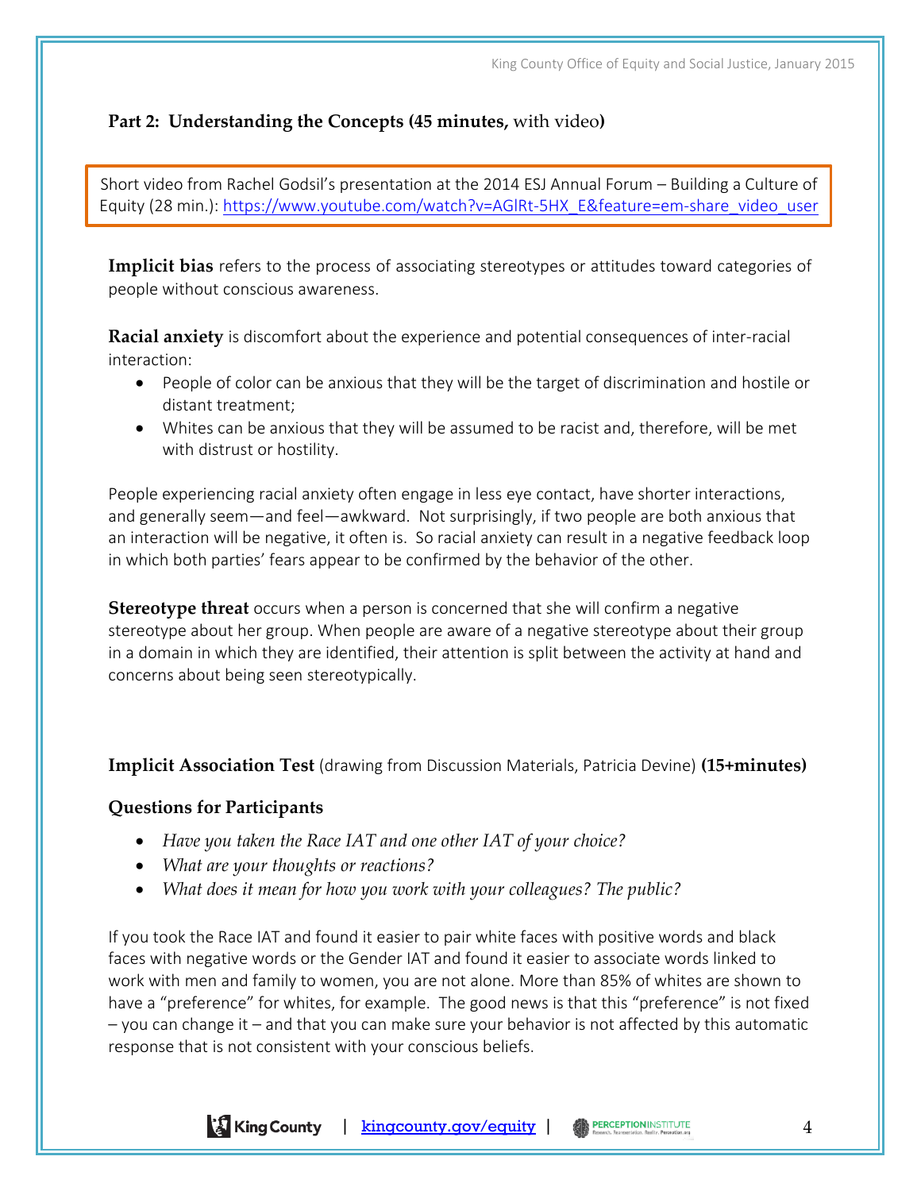## Part 2: Understanding the Concepts (45 minutes, with video)

Short video from Rachel Godsil's presentation at the 2014 ESJ Annual Forum – Building a Culture of Equity (28 min.): https://www.youtube.com/watch?v=AGlRt-5HX_E&feature=em-share_video_user

**Implicit bias** refers to the process of associating stereotypes or attitudes toward categories of people without conscious awareness.

**Racial anxiety** is discomfort about the experience and potential consequences of inter-racial interaction:

- People of color can be anxious that they will be the target of discrimination and hostile or distant treatment;
- Whites can be anxious that they will be assumed to be racist and, therefore, will be met with distrust or hostility.

People experiencing racial anxiety often engage in less eye contact, have shorter interactions, and generally seem—and feel—awkward. Not surprisingly, if two people are both anxious that an interaction will be negative, it often is. So racial anxiety can result in a negative feedback loop in which both parties' fears appear to be confirmed by the behavior of the other.

**Stereotype threat** occurs when a person is concerned that she will confirm a negative stereotype about her group. When people are aware of a negative stereotype about their group in a domain in which they are identified, their attention is split between the activity at hand and concerns about being seen stereotypically.

**Implicit Association Test** (drawing from Discussion Materials, Patricia Devine) **(15+minutes)**

### Questions for Participants

- *Have you taken the Race IAT and one other IAT of your choice?*
- *What are your thoughts or reactions?*
- *What does it mean for how you work with your colleagues? The public?*

If you took the Race IAT and found it easier to pair white faces with positive words and black faces with negative words or the Gender IAT and found it easier to associate words linked to work with men and family to women, you are not alone. More than 85% of whites are shown to have a "preference" for whites, for example. The good news is that this "preference" is not fixed – you can change it – and that you can make sure your behavior is not affected by this automatic response that is not consistent with your conscious beliefs.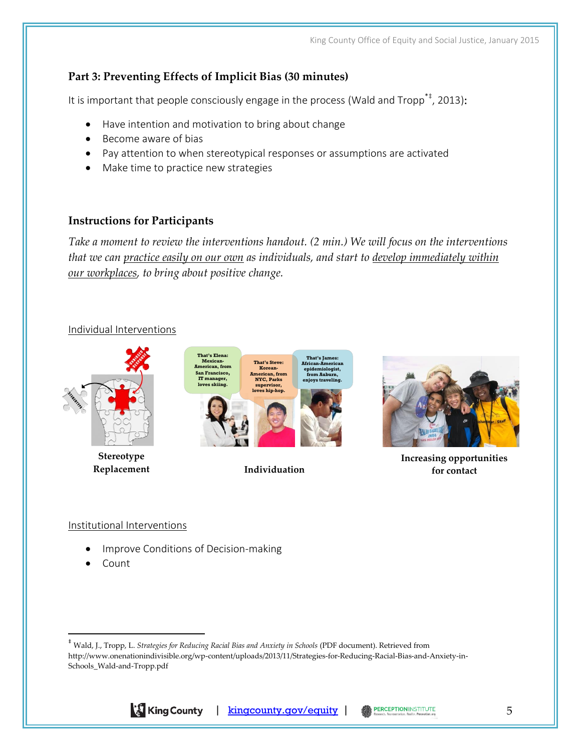## Part 3: Preventing Effects of Implicit Bias (30 minutes)

It is important that people consciously engage in the process (Wald and Tropp[*‡], 2013):

- Have intention and motivation to bring about change
- Become aware of bias
- Pay attention to when stereotypical responses or assumptions are activated
- Make time to practice new strategies

### Instructions for Participants

*Take a moment to review the interventions handout. (2 min.) We will focus on the interventions that we can practice easily on our own as individuals, and start to develop immediately within our workplaces, to bring about positive change.*

Individual Interventions

**Stereotype Replacement**

**Individuation**

**Increasing opportunities for contact**

Institutional Interventions

- Improve Conditions of Decision-making
- Count

---

‡ Wald, J., Tropp, L. *Strategies for Reducing Racial Bias and Anxiety in Schools* (PDF document). Retrieved from http://www.onenationindivisible.org/wp-content/uploads/2013/11/Strategies-for-Reducing-Racial-Bias-and-Anxiety-in-Schools_Wald-and-Tropp.pdf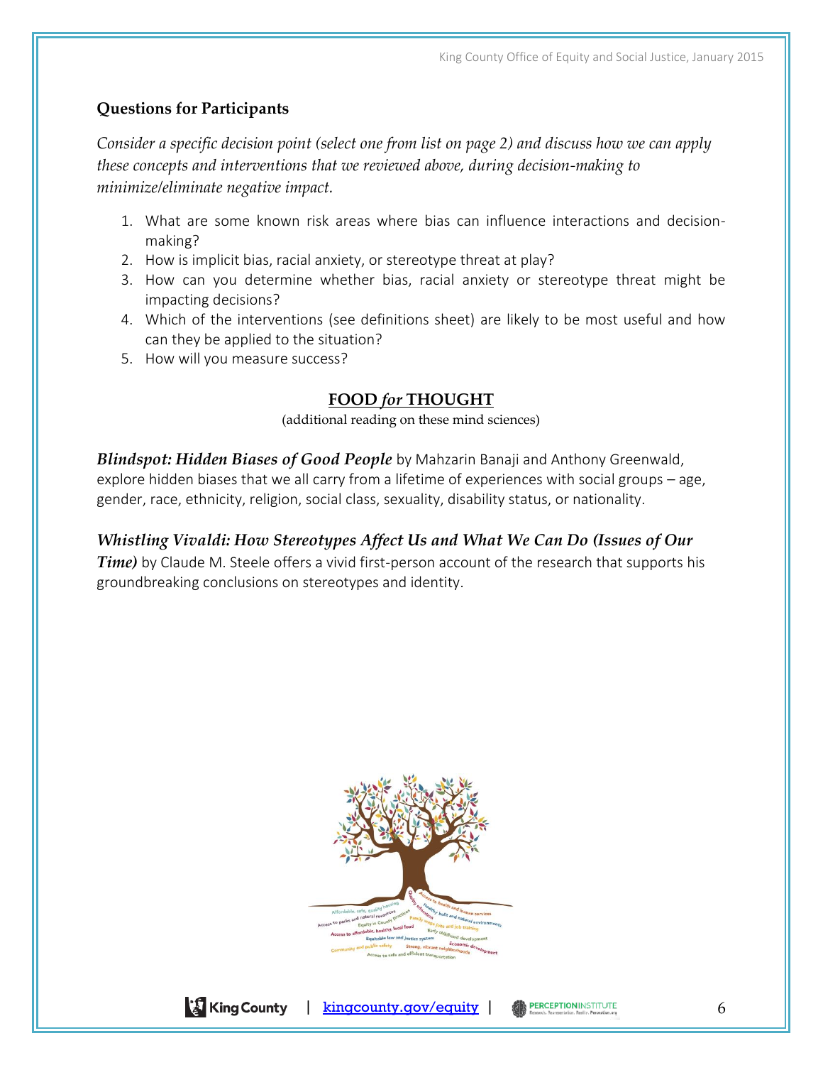**Questions for Participants**

*Consider a specific decision point (select one from list on page 2) and discuss how we can apply these concepts and interventions that we reviewed above, during decision-making to minimize/eliminate negative impact.*

1. What are some known risk areas where bias can influence interactions and decision-making?
2. How is implicit bias, racial anxiety, or stereotype threat at play?
3. How can you determine whether bias, racial anxiety or stereotype threat might be impacting decisions?
4. Which of the interventions (see definitions sheet) are likely to be most useful and how can they be applied to the situation?
5. How will you measure success?

## FOOD *for* THOUGHT

(additional reading on these mind sciences)

***Blindspot: Hidden Biases of Good People*** by Mahzarin Banaji and Anthony Greenwald, explore hidden biases that we all carry from a lifetime of experiences with social groups – age, gender, race, ethnicity, religion, social class, sexuality, disability status, or nationality.

***Whistling Vivaldi: How Stereotypes Affect Us and What We Can Do (Issues of Our Time)*** by Claude M. Steele offers a vivid first-person account of the research that supports his groundbreaking conclusions on stereotypes and identity.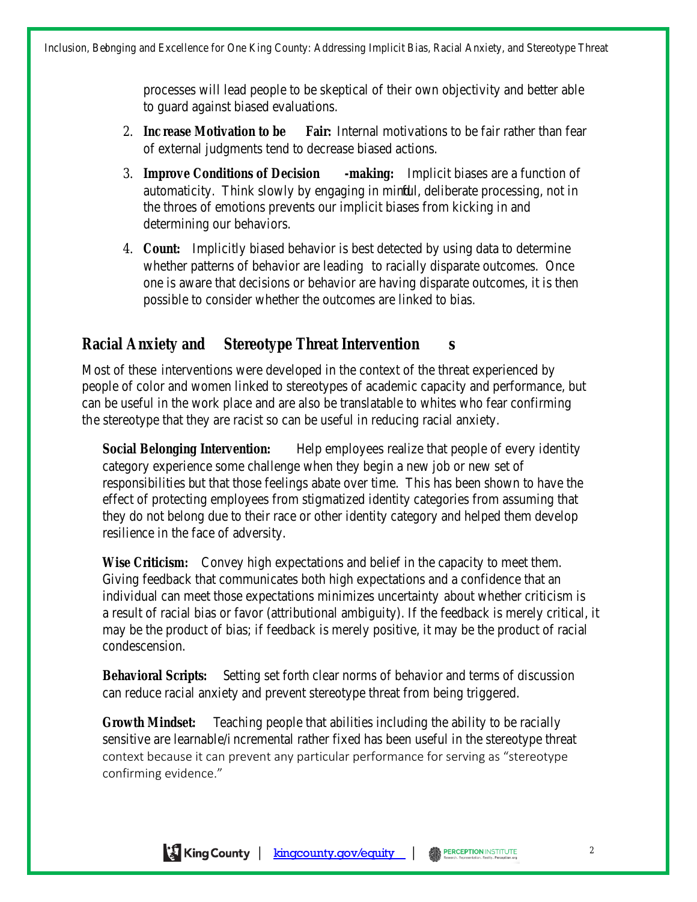processes will lead people to be skeptical of their own objectivity and better able to guard against biased evaluations.

2. **Increase Motivation to be Fair:** Internal motivations to be fair rather than fear of external judgments tend to decrease biased actions.
3. **Improve Conditions of Decision-making:** Implicit biases are a function of automaticity. Think slowly by engaging in mindful, deliberate processing, not in the throes of emotions prevents our implicit biases from kicking in and determining our behaviors.
4. **Count:** Implicitly biased behavior is best detected by using data to determine whether patterns of behavior are leading to racially disparate outcomes. Once one is aware that decisions or behavior are having disparate outcomes, it is then possible to consider whether the outcomes are linked to bias.

## Racial Anxiety and Stereotype Threat Interventions

Most of these interventions were developed in the context of the threat experienced by people of color and women linked to stereotypes of academic capacity and performance, but can be useful in the work place and are also be translatable to whites who fear confirming the stereotype that they are racist so can be useful in reducing racial anxiety.

**Social Belonging Intervention:** Help employees realize that people of every identity category experience some challenge when they begin a new job or new set of responsibilities but that those feelings abate over time. This has been shown to have the effect of protecting employees from stigmatized identity categories from assuming that they do not belong due to their race or other identity category and helped them develop resilience in the face of adversity.

**Wise Criticism:** Convey high expectations and belief in the capacity to meet them. Giving feedback that communicates both high expectations and a confidence that an individual can meet those expectations minimizes uncertainty about whether criticism is a result of racial bias or favor (attributional ambiguity). If the feedback is merely critical, it may be the product of bias; if feedback is merely positive, it may be the product of racial condescension.

**Behavioral Scripts:** Setting set forth clear norms of behavior and terms of discussion can reduce racial anxiety and prevent stereotype threat from being triggered.

**Growth Mindset:** Teaching people that abilities including the ability to be racially sensitive are learnable/incremental rather fixed has been useful in the stereotype threat context because it can prevent any particular performance for serving as "stereotype confirming evidence."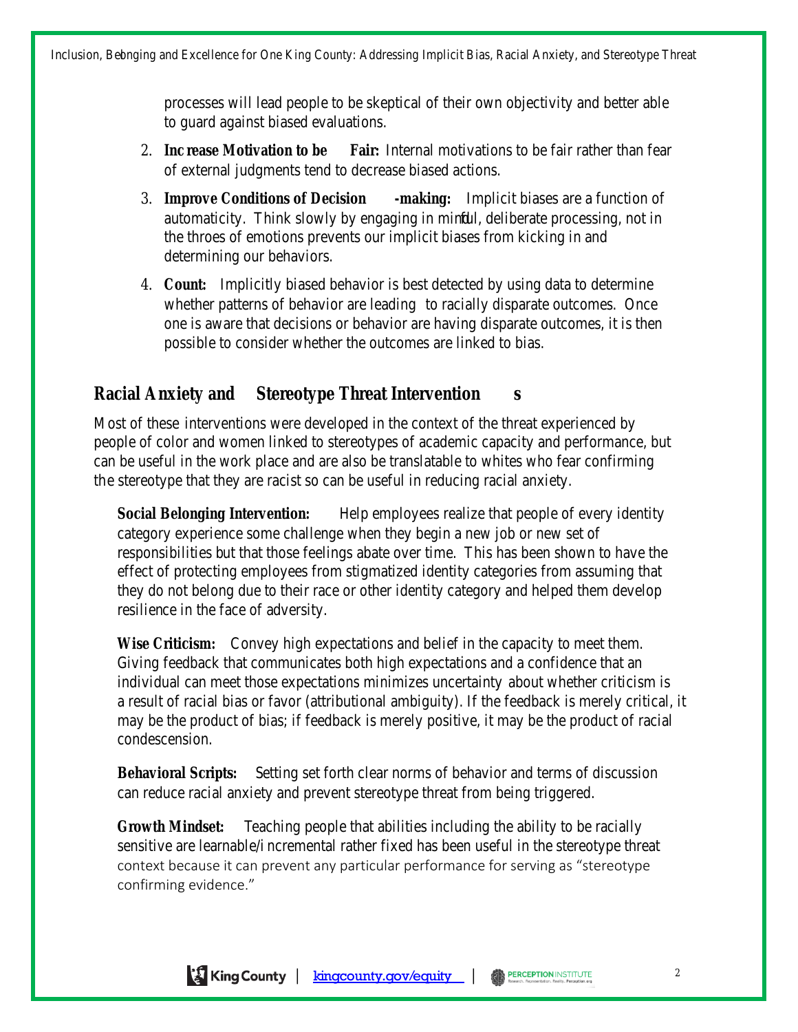processes will lead people to be skeptical of their own objectivity and better able to guard against biased evaluations.

2. **Increase Motivation to be Fair:** Internal motivations to be fair rather than fear of external judgments tend to decrease biased actions.

3. **Improve Conditions of Decision-making:** Implicit biases are a function of automaticity. Think slowly by engaging in mindful, deliberate processing, not in the throes of emotions prevents our implicit biases from kicking in and determining our behaviors.

4. **Count:** Implicitly biased behavior is best detected by using data to determine whether patterns of behavior are leading to racially disparate outcomes. Once one is aware that decisions or behavior are having disparate outcomes, it is then possible to consider whether the outcomes are linked to bias.

## Racial Anxiety and Stereotype Threat Interventions

Most of these interventions were developed in the context of the threat experienced by people of color and women linked to stereotypes of academic capacity and performance, but can be useful in the work place and are also be translatable to whites who fear confirming the stereotype that they are racist so can be useful in reducing racial anxiety.

**Social Belonging Intervention:** Help employees realize that people of every identity category experience some challenge when they begin a new job or new set of responsibilities but that those feelings abate over time. This has been shown to have the effect of protecting employees from stigmatized identity categories from assuming that they do not belong due to their race or other identity category and helped them develop resilience in the face of adversity.

**Wise Criticism:** Convey high expectations and belief in the capacity to meet them. Giving feedback that communicates both high expectations and a confidence that an individual can meet those expectations minimizes uncertainty about whether criticism is a result of racial bias or favor (attributional ambiguity). If the feedback is merely critical, it may be the product of bias; if feedback is merely positive, it may be the product of racial condescension.

**Behavioral Scripts:** Setting set forth clear norms of behavior and terms of discussion can reduce racial anxiety and prevent stereotype threat from being triggered.

**Growth Mindset:** Teaching people that abilities including the ability to be racially sensitive are learnable/incremental rather fixed has been useful in the stereotype threat context because it can prevent any particular performance for serving as "stereotype confirming evidence."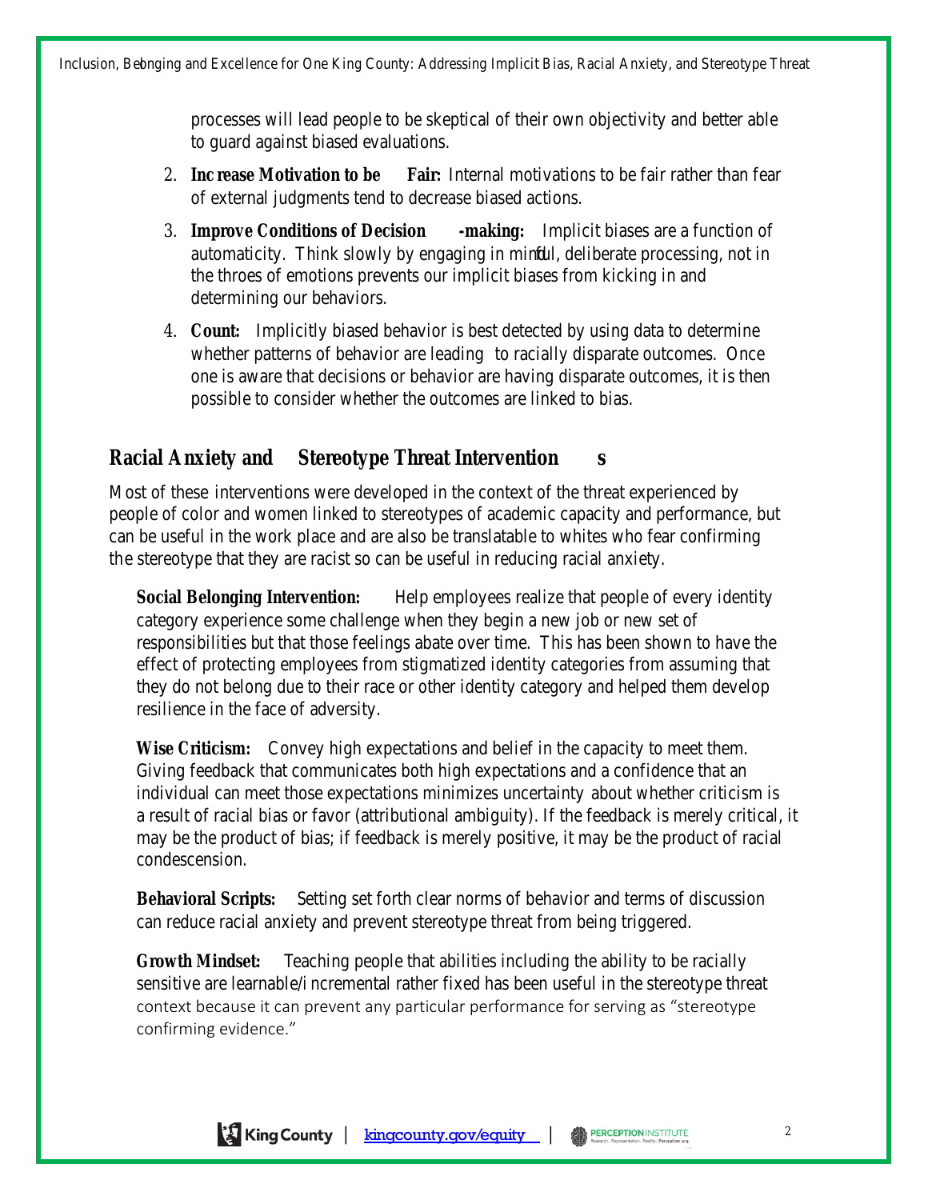processes will lead people to be skeptical of their own objectivity and better able to guard against biased evaluations.

2. **Increase Motivation to be Fair:** Internal motivations to be fair rather than fear of external judgments tend to decrease biased actions.
3. **Improve Conditions of Decision-making:** Implicit biases are a function of automaticity. Think slowly by engaging in mindful, deliberate processing, not in the throes of emotions prevents our implicit biases from kicking in and determining our behaviors.
4. **Count:** Implicitly biased behavior is best detected by using data to determine whether patterns of behavior are leading to racially disparate outcomes. Once one is aware that decisions or behavior are having disparate outcomes, it is then possible to consider whether the outcomes are linked to bias.

## Racial Anxiety and Stereotype Threat Interventions

Most of these interventions were developed in the context of the threat experienced by people of color and women linked to stereotypes of academic capacity and performance, but can be useful in the work place and are also be translatable to whites who fear confirming the stereotype that they are racist so can be useful in reducing racial anxiety.

**Social Belonging Intervention:** Help employees realize that people of every identity category experience some challenge when they begin a new job or new set of responsibilities but that those feelings abate over time. This has been shown to have the effect of protecting employees from stigmatized identity categories from assuming that they do not belong due to their race or other identity category and helped them develop resilience in the face of adversity.

**Wise Criticism:** Convey high expectations and belief in the capacity to meet them. Giving feedback that communicates both high expectations and a confidence that an individual can meet those expectations minimizes uncertainty about whether criticism is a result of racial bias or favor (attributional ambiguity). If the feedback is merely critical, it may be the product of bias; if feedback is merely positive, it may be the product of racial condescension.

**Behavioral Scripts:** Setting set forth clear norms of behavior and terms of discussion can reduce racial anxiety and prevent stereotype threat from being triggered.

**Growth Mindset:** Teaching people that abilities including the ability to be racially sensitive are learnable/incremental rather fixed has been useful in the stereotype threat context because it can prevent any particular performance for serving as "stereotype confirming evidence."